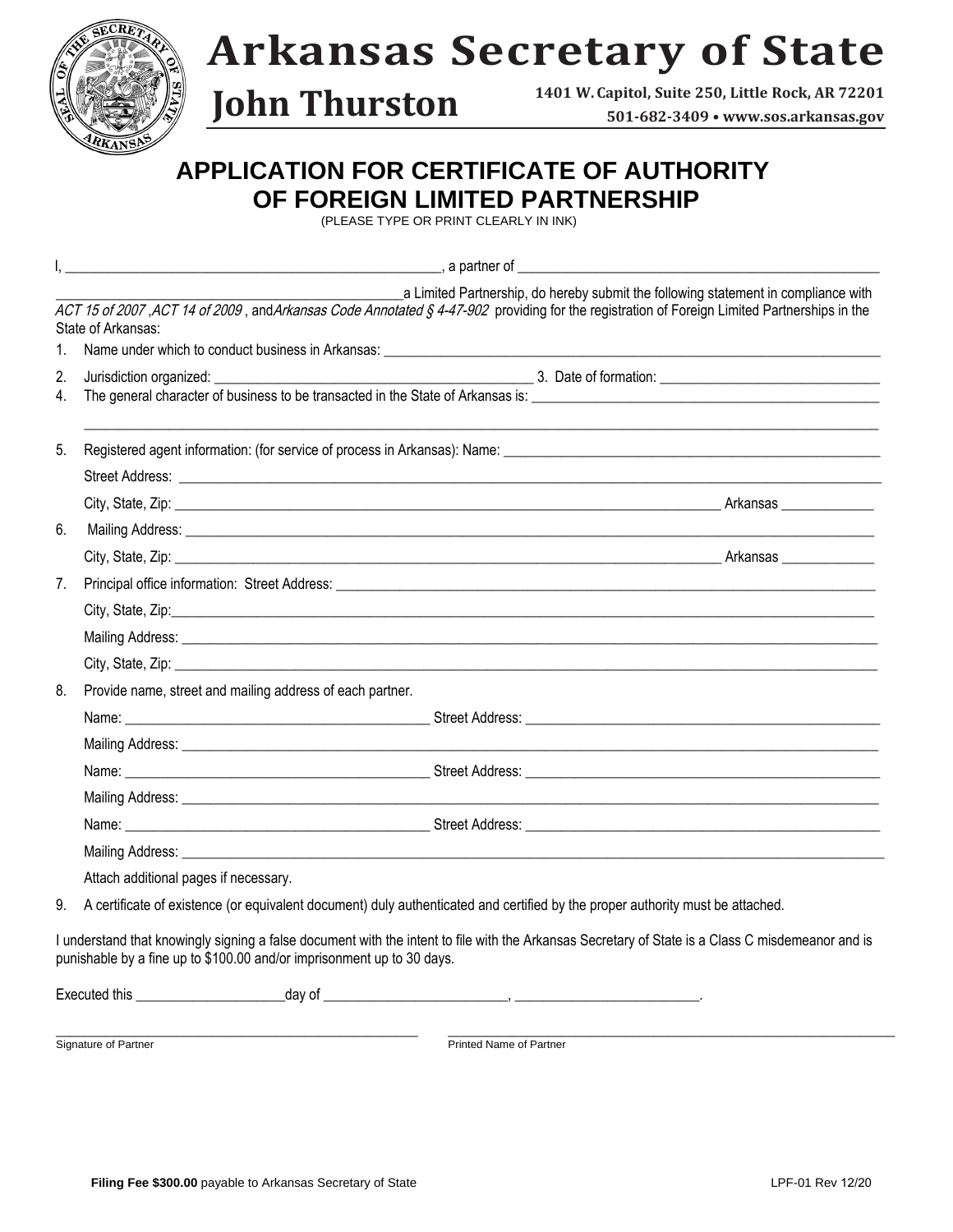# Arkansas Secretary of State

## John Thurston

1401 W. Capitol, Suite 250, Little Rock, AR 72201
501-682-3409 • www.sos.arkansas.gov

## APPLICATION FOR CERTIFICATE OF AUTHORITY OF FOREIGN LIMITED PARTNERSHIP

(PLEASE TYPE OR PRINT CLEARLY IN INK)

I, ____________________________________________, a partner of ____________________________________________

____________________________________________a Limited Partnership, do hereby submit the following statement in compliance with *ACT 15 of 2007* ,*ACT 14 of 2009* , and*Arkansas Code Annotated § 4-47-902* providing for the registration of Foreign Limited Partnerships in the State of Arkansas:

1. Name under which to conduct business in Arkansas: ____________________________________________
2. Jurisdiction organized: ______________________________ 3. Date of formation: ______________________________
4. The general character of business to be transacted in the State of Arkansas is: ____________________________________________

   ____________________________________________________________________________________________
5. Registered agent information: (for service of process in Arkansas): Name: ____________________________________________

   Street Address: ____________________________________________

   City, State, Zip: ____________________________________________ Arkansas ____________
6. Mailing Address: ____________________________________________

   City, State, Zip: ____________________________________________ Arkansas ____________
7. Principal office information: Street Address: ____________________________________________

   City, State, Zip:____________________________________________

   Mailing Address: ____________________________________________

   City, State, Zip: ____________________________________________
8. Provide name, street and mailing address of each partner.

   Name: ______________________________ Street Address: ______________________________

   Mailing Address: ____________________________________________

   Name: ______________________________ Street Address: ______________________________

   Mailing Address: ____________________________________________

   Name: ______________________________ Street Address: ______________________________

   Mailing Address: ____________________________________________

   Attach additional pages if necessary.
9. A certificate of existence (or equivalent document) duly authenticated and certified by the proper authority must be attached.

I understand that knowingly signing a false document with the intent to file with the Arkansas Secretary of State is a Class C misdemeanor and is punishable by a fine up to $100.00 and/or imprisonment up to 30 days.

Executed this ____________________day of ________________________, ________________________.

____________________________________________ ____________________________________________
Signature of Partner Printed Name of Partner

**Filing Fee $300.00** payable to Arkansas Secretary of State

LPF-01 Rev 12/20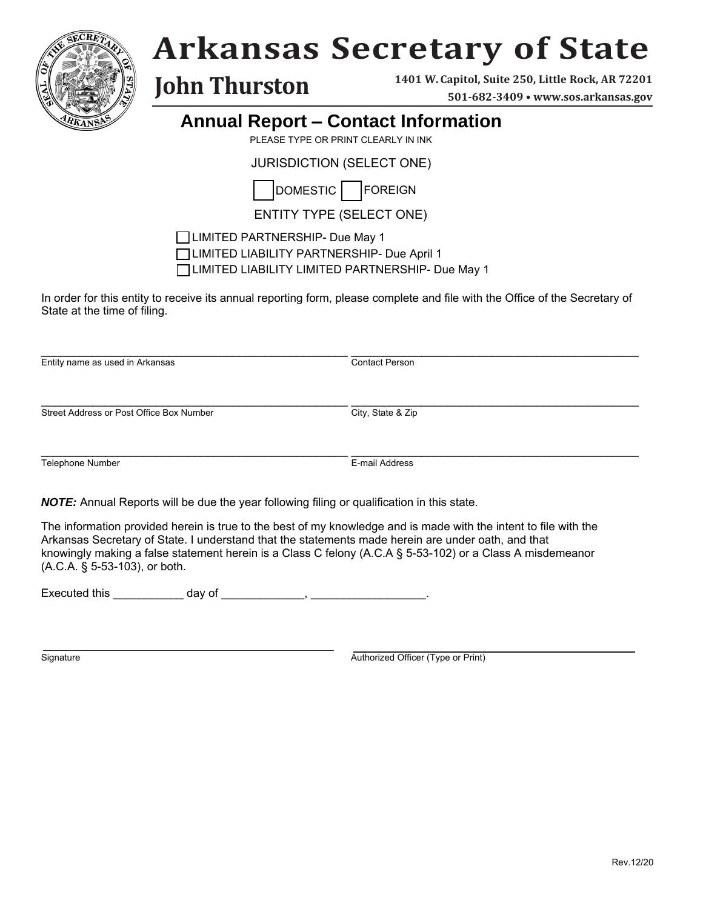# Arkansas Secretary of State

**John Thurston**

**1401 W. Capitol, Suite 250, Little Rock, AR 72201**

**501-682-3409 • www.sos.arkansas.gov**

## Annual Report – Contact Information

PLEASE TYPE OR PRINT CLEARLY IN INK

JURISDICTION (SELECT ONE)

☐ DOMESTIC ☐ FOREIGN

ENTITY TYPE (SELECT ONE)

☐ LIMITED PARTNERSHIP- Due May 1
☐ LIMITED LIABILITY PARTNERSHIP- Due April 1
☐ LIMITED LIABILITY LIMITED PARTNERSHIP- Due May 1

In order for this entity to receive its annual reporting form, please complete and file with the Office of the Secretary of State at the time of filing.

| | |
|---|---|
| ______________________________ | ______________________________ |
| Entity name as used in Arkansas | Contact Person |
| ______________________________ | ______________________________ |
| Street Address or Post Office Box Number | City, State & Zip |
| ______________________________ | ______________________________ |
| Telephone Number | E-mail Address |

***NOTE:*** Annual Reports will be due the year following filing or qualification in this state.

The information provided herein is true to the best of my knowledge and is made with the intent to file with the Arkansas Secretary of State. I understand that the statements made herein are under oath, and that knowingly making a false statement herein is a Class C felony (A.C.A § 5-53-102) or a Class A misdemeanor (A.C.A. § 5-53-103), or both.

Executed this ___________ day of _____________, _________________.

| | |
|---|---|
| ______________________________ | ______________________________ |
| Signature | Authorized Officer (Type or Print) |

Rev.12/20